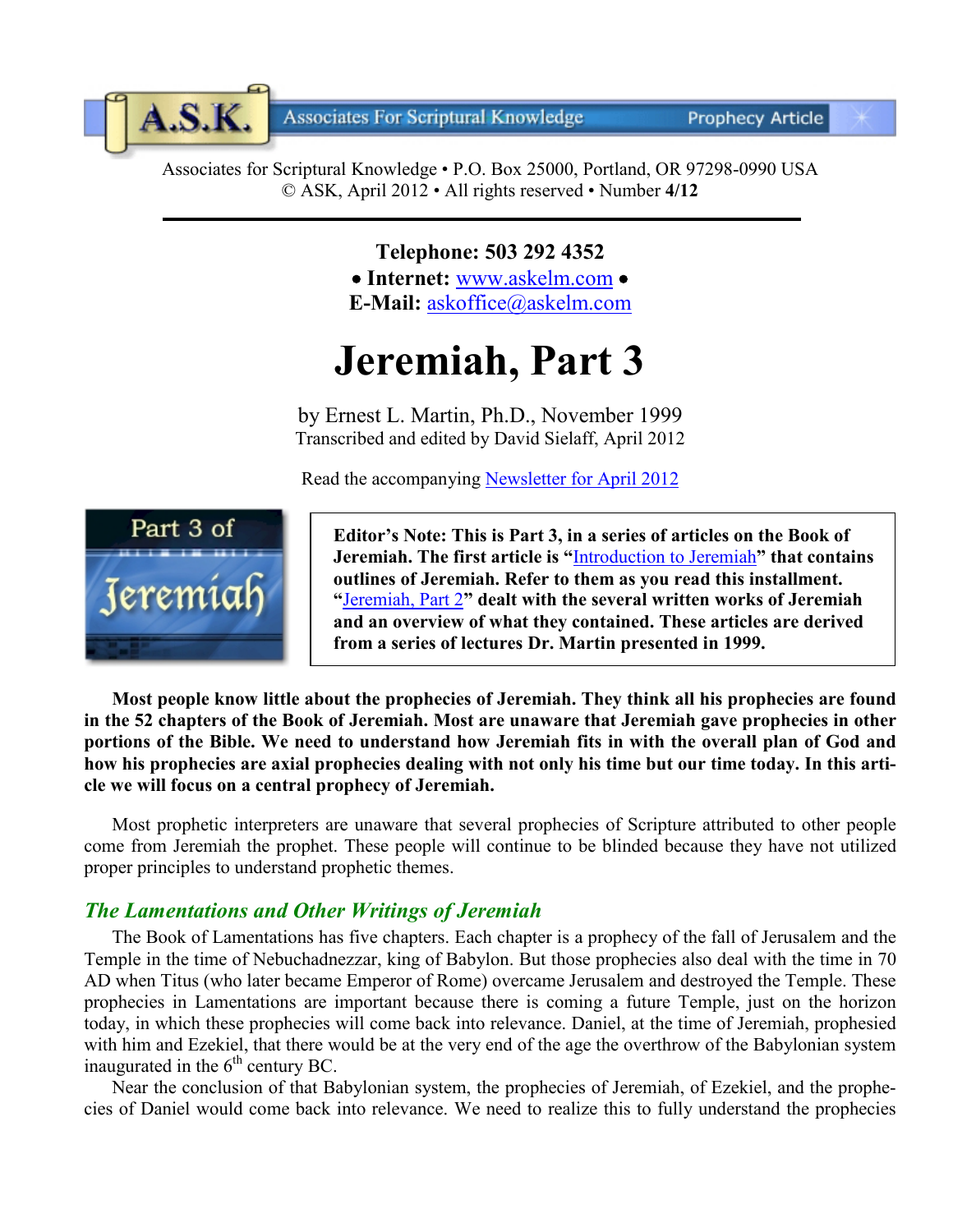Associates for Scriptural Knowledge • P.O. Box 25000, Portland, OR 97298-0990 USA
© ASK, April 2012 • All rights reserved • Number **4/12**

**Telephone: 503 292 4352**
**• Internet:** www.askelm.com **•**
**E-Mail:** askoffice@askelm.com

# Jeremiah, Part 3

by Ernest L. Martin, Ph.D., November 1999
Transcribed and edited by David Sielaff, April 2012

Read the accompanying Newsletter for April 2012

**Editor's Note: This is Part 3, in a series of articles on the Book of Jeremiah. The first article is "Introduction to Jeremiah" that contains outlines of Jeremiah. Refer to them as you read this installment. "Jeremiah, Part 2" dealt with the several written works of Jeremiah and an overview of what they contained. These articles are derived from a series of lectures Dr. Martin presented in 1999.**

**Most people know little about the prophecies of Jeremiah. They think all his prophecies are found in the 52 chapters of the Book of Jeremiah. Most are unaware that Jeremiah gave prophecies in other portions of the Bible. We need to understand how Jeremiah fits in with the overall plan of God and how his prophecies are axial prophecies dealing with not only his time but our time today. In this article we will focus on a central prophecy of Jeremiah.**

Most prophetic interpreters are unaware that several prophecies of Scripture attributed to other people come from Jeremiah the prophet. These people will continue to be blinded because they have not utilized proper principles to understand prophetic themes.

## *The Lamentations and Other Writings of Jeremiah*

The Book of Lamentations has five chapters. Each chapter is a prophecy of the fall of Jerusalem and the Temple in the time of Nebuchadnezzar, king of Babylon. But those prophecies also deal with the time in 70 AD when Titus (who later became Emperor of Rome) overcame Jerusalem and destroyed the Temple. These prophecies in Lamentations are important because there is coming a future Temple, just on the horizon today, in which these prophecies will come back into relevance. Daniel, at the time of Jeremiah, prophesied with him and Ezekiel, that there would be at the very end of the age the overthrow of the Babylonian system inaugurated in the 6th century BC.

Near the conclusion of that Babylonian system, the prophecies of Jeremiah, of Ezekiel, and the prophecies of Daniel would come back into relevance. We need to realize this to fully understand the prophecies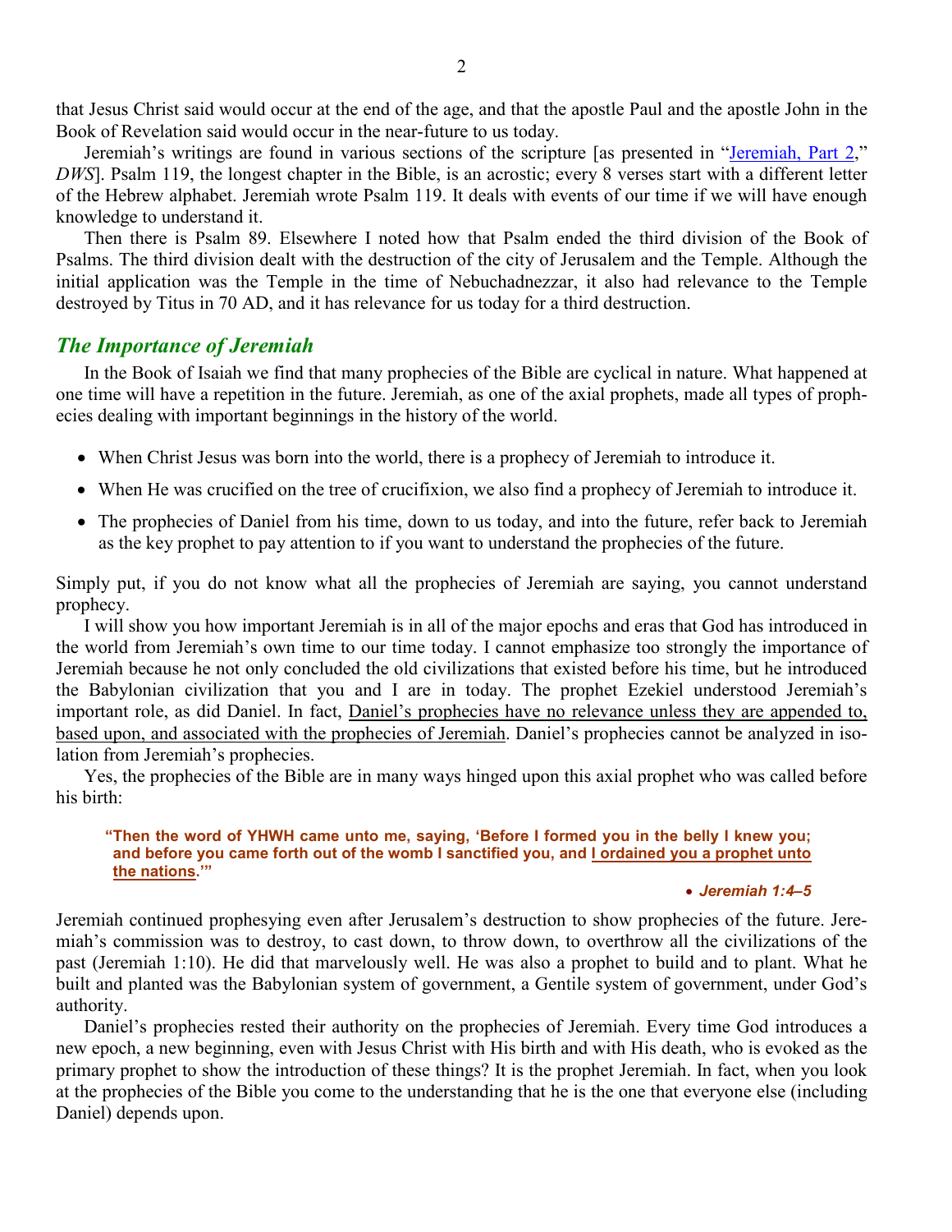that Jesus Christ said would occur at the end of the age, and that the apostle Paul and the apostle John in the Book of Revelation said would occur in the near-future to us today.

Jeremiah's writings are found in various sections of the scripture [as presented in "Jeremiah, Part 2," *DWS*]. Psalm 119, the longest chapter in the Bible, is an acrostic; every 8 verses start with a different letter of the Hebrew alphabet. Jeremiah wrote Psalm 119. It deals with events of our time if we will have enough knowledge to understand it.

Then there is Psalm 89. Elsewhere I noted how that Psalm ended the third division of the Book of Psalms. The third division dealt with the destruction of the city of Jerusalem and the Temple. Although the initial application was the Temple in the time of Nebuchadnezzar, it also had relevance to the Temple destroyed by Titus in 70 AD, and it has relevance for us today for a third destruction.

## *The Importance of Jeremiah*

In the Book of Isaiah we find that many prophecies of the Bible are cyclical in nature. What happened at one time will have a repetition in the future. Jeremiah, as one of the axial prophets, made all types of prophecies dealing with important beginnings in the history of the world.

- When Christ Jesus was born into the world, there is a prophecy of Jeremiah to introduce it.
- When He was crucified on the tree of crucifixion, we also find a prophecy of Jeremiah to introduce it.
- The prophecies of Daniel from his time, down to us today, and into the future, refer back to Jeremiah as the key prophet to pay attention to if you want to understand the prophecies of the future.

Simply put, if you do not know what all the prophecies of Jeremiah are saying, you cannot understand prophecy.

I will show you how important Jeremiah is in all of the major epochs and eras that God has introduced in the world from Jeremiah's own time to our time today. I cannot emphasize too strongly the importance of Jeremiah because he not only concluded the old civilizations that existed before his time, but he introduced the Babylonian civilization that you and I are in today. The prophet Ezekiel understood Jeremiah's important role, as did Daniel. In fact, <u>Daniel's prophecies have no relevance unless they are appended to, based upon, and associated with the prophecies of Jeremiah</u>. Daniel's prophecies cannot be analyzed in isolation from Jeremiah's prophecies.

Yes, the prophecies of the Bible are in many ways hinged upon this axial prophet who was called before his birth:

> **"Then the word of YHWH came unto me, saying, 'Before I formed you in the belly I knew you; and before you came forth out of the womb I sanctified you, and <u>I ordained you a prophet unto the nations</u>.'"**
>
> - ***Jeremiah 1:4–5***

Jeremiah continued prophesying even after Jerusalem's destruction to show prophecies of the future. Jeremiah's commission was to destroy, to cast down, to throw down, to overthrow all the civilizations of the past (Jeremiah 1:10). He did that marvelously well. He was also a prophet to build and to plant. What he built and planted was the Babylonian system of government, a Gentile system of government, under God's authority.

Daniel's prophecies rested their authority on the prophecies of Jeremiah. Every time God introduces a new epoch, a new beginning, even with Jesus Christ with His birth and with His death, who is evoked as the primary prophet to show the introduction of these things? It is the prophet Jeremiah. In fact, when you look at the prophecies of the Bible you come to the understanding that he is the one that everyone else (including Daniel) depends upon.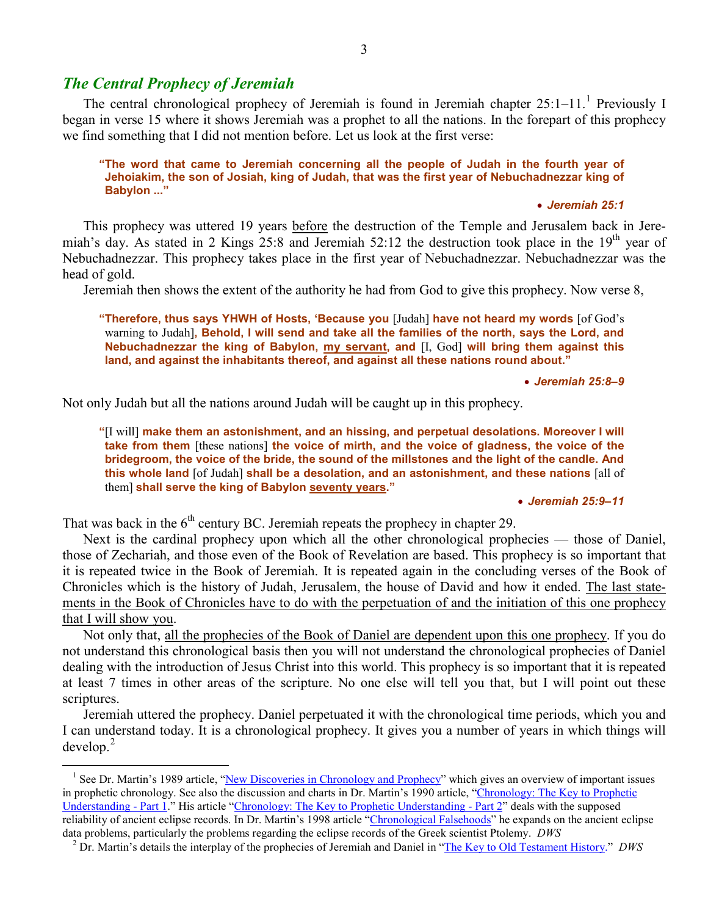## *The Central Prophecy of Jeremiah*

The central chronological prophecy of Jeremiah is found in Jeremiah chapter 25:1–11.[1] Previously I began in verse 15 where it shows Jeremiah was a prophet to all the nations. In the forepart of this prophecy we find something that I did not mention before. Let us look at the first verse:

> **"The word that came to Jeremiah concerning all the people of Judah in the fourth year of Jehoiakim, the son of Josiah, king of Judah, that was the first year of Nebuchadnezzar king of Babylon ..."**
>
> • ***Jeremiah 25:1***

This prophecy was uttered 19 years before the destruction of the Temple and Jerusalem back in Jeremiah's day. As stated in 2 Kings 25:8 and Jeremiah 52:12 the destruction took place in the 19th year of Nebuchadnezzar. This prophecy takes place in the first year of Nebuchadnezzar. Nebuchadnezzar was the head of gold.

Jeremiah then shows the extent of the authority he had from God to give this prophecy. Now verse 8,

> **"Therefore, thus says YHWH of Hosts, 'Because you** [Judah] **have not heard my words** [of God's warning to Judah]**, Behold, I will send and take all the families of the north, says the Lord, and Nebuchadnezzar the king of Babylon, my servant, and** [I, God] **will bring them against this land, and against the inhabitants thereof, and against all these nations round about."**
>
> • ***Jeremiah 25:8–9***

Not only Judah but all the nations around Judah will be caught up in this prophecy.

> **"**[I will] **make them an astonishment, and an hissing, and perpetual desolations. Moreover I will take from them** [these nations] **the voice of mirth, and the voice of gladness, the voice of the bridegroom, the voice of the bride, the sound of the millstones and the light of the candle. And this whole land** [of Judah] **shall be a desolation, and an astonishment, and these nations** [all of them] **shall serve the king of Babylon seventy years."**
>
> • ***Jeremiah 25:9–11***

That was back in the 6th century BC. Jeremiah repeats the prophecy in chapter 29.

Next is the cardinal prophecy upon which all the other chronological prophecies — those of Daniel, those of Zechariah, and those even of the Book of Revelation are based. This prophecy is so important that it is repeated twice in the Book of Jeremiah. It is repeated again in the concluding verses of the Book of Chronicles which is the history of Judah, Jerusalem, the house of David and how it ended. The last statements in the Book of Chronicles have to do with the perpetuation of and the initiation of this one prophecy that I will show you.

Not only that, all the prophecies of the Book of Daniel are dependent upon this one prophecy. If you do not understand this chronological basis then you will not understand the chronological prophecies of Daniel dealing with the introduction of Jesus Christ into this world. This prophecy is so important that it is repeated at least 7 times in other areas of the scripture. No one else will tell you that, but I will point out these scriptures.

Jeremiah uttered the prophecy. Daniel perpetuated it with the chronological time periods, which you and I can understand today. It is a chronological prophecy. It gives you a number of years in which things will develop.[2]

---

[1] See Dr. Martin's 1989 article, "New Discoveries in Chronology and Prophecy" which gives an overview of important issues in prophetic chronology. See also the discussion and charts in Dr. Martin's 1990 article, "Chronology: The Key to Prophetic Understanding - Part 1." His article "Chronology: The Key to Prophetic Understanding - Part 2" deals with the supposed reliability of ancient eclipse records. In Dr. Martin's 1998 article "Chronological Falsehoods" he expands on the ancient eclipse data problems, particularly the problems regarding the eclipse records of the Greek scientist Ptolemy. *DWS*

[2] Dr. Martin's details the interplay of the prophecies of Jeremiah and Daniel in "The Key to Old Testament History." *DWS*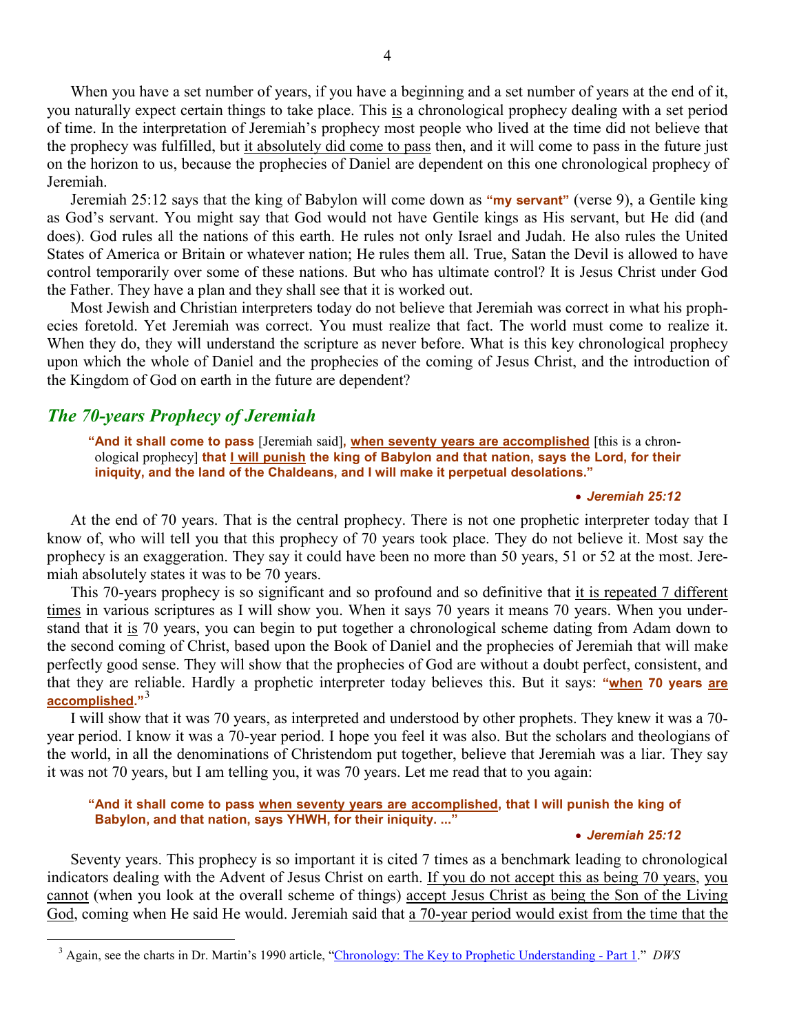When you have a set number of years, if you have a beginning and a set number of years at the end of it, you naturally expect certain things to take place. This is a chronological prophecy dealing with a set period of time. In the interpretation of Jeremiah's prophecy most people who lived at the time did not believe that the prophecy was fulfilled, but it absolutely did come to pass then, and it will come to pass in the future just on the horizon to us, because the prophecies of Daniel are dependent on this one chronological prophecy of Jeremiah.

Jeremiah 25:12 says that the king of Babylon will come down as **"my servant"** (verse 9), a Gentile king as God's servant. You might say that God would not have Gentile kings as His servant, but He did (and does). God rules all the nations of this earth. He rules not only Israel and Judah. He also rules the United States of America or Britain or whatever nation; He rules them all. True, Satan the Devil is allowed to have control temporarily over some of these nations. But who has ultimate control? It is Jesus Christ under God the Father. They have a plan and they shall see that it is worked out.

Most Jewish and Christian interpreters today do not believe that Jeremiah was correct in what his prophecies foretold. Yet Jeremiah was correct. You must realize that fact. The world must come to realize it. When they do, they will understand the scripture as never before. What is this key chronological prophecy upon which the whole of Daniel and the prophecies of the coming of Jesus Christ, and the introduction of the Kingdom of God on earth in the future are dependent?

## *The 70-years Prophecy of Jeremiah*

> **"And it shall come to pass** [Jeremiah said]**, when seventy years are accomplished** [this is a chronological prophecy] **that I will punish the king of Babylon and that nation, says the Lord, for their iniquity, and the land of the Chaldeans, and I will make it perpetual desolations."**
>
> - ***Jeremiah 25:12***

At the end of 70 years. That is the central prophecy. There is not one prophetic interpreter today that I know of, who will tell you that this prophecy of 70 years took place. They do not believe it. Most say the prophecy is an exaggeration. They say it could have been no more than 50 years, 51 or 52 at the most. Jeremiah absolutely states it was to be 70 years.

This 70-years prophecy is so significant and so profound and so definitive that it is repeated 7 different times in various scriptures as I will show you. When it says 70 years it means 70 years. When you understand that it is 70 years, you can begin to put together a chronological scheme dating from Adam down to the second coming of Christ, based upon the Book of Daniel and the prophecies of Jeremiah that will make perfectly good sense. They will show that the prophecies of God are without a doubt perfect, consistent, and that they are reliable. Hardly a prophetic interpreter today believes this. But it says: **"when 70 years are accomplished."**[3]

I will show that it was 70 years, as interpreted and understood by other prophets. They knew it was a 70-year period. I know it was a 70-year period. I hope you feel it was also. But the scholars and theologians of the world, in all the denominations of Christendom put together, believe that Jeremiah was a liar. They say it was not 70 years, but I am telling you, it was 70 years. Let me read that to you again:

> **"And it shall come to pass when seventy years are accomplished, that I will punish the king of Babylon, and that nation, says YHWH, for their iniquity. ..."**
>
> - ***Jeremiah 25:12***

Seventy years. This prophecy is so important it is cited 7 times as a benchmark leading to chronological indicators dealing with the Advent of Jesus Christ on earth. If you do not accept this as being 70 years, you cannot (when you look at the overall scheme of things) accept Jesus Christ as being the Son of the Living God, coming when He said He would. Jeremiah said that a 70-year period would exist from the time that the

---

[3] Again, see the charts in Dr. Martin's 1990 article, "Chronology: The Key to Prophetic Understanding - Part 1." *DWS*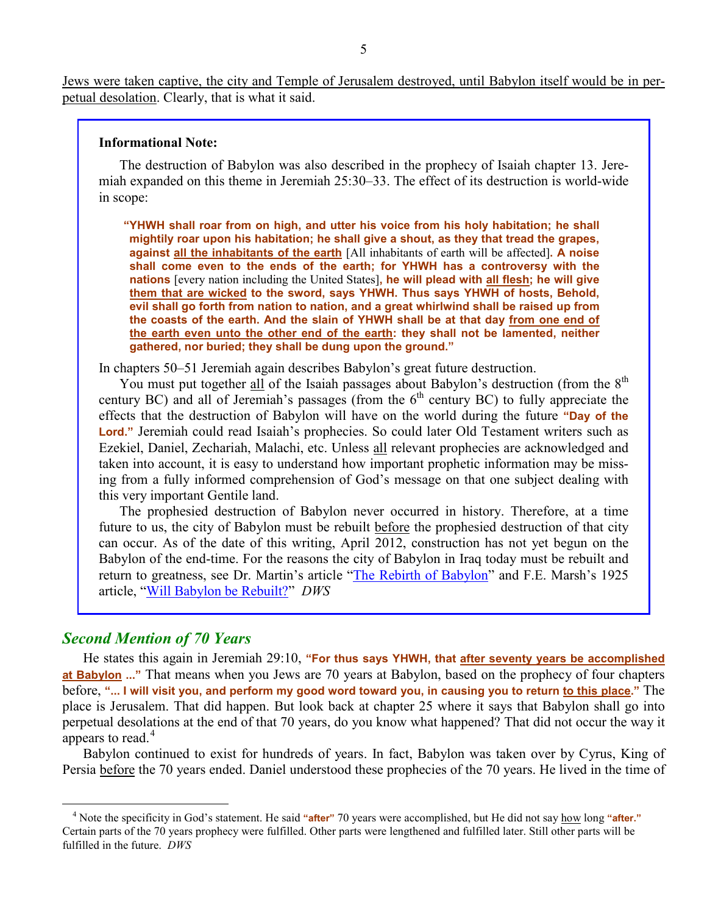Jews were taken captive, the city and Temple of Jerusalem destroyed, until Babylon itself would be in perpetual desolation. Clearly, that is what it said.

> **Informational Note:**
>
> The destruction of Babylon was also described in the prophecy of Isaiah chapter 13. Jeremiah expanded on this theme in Jeremiah 25:30–33. The effect of its destruction is world-wide in scope:
>
> **"YHWH shall roar from on high, and utter his voice from his holy habitation; he shall mightily roar upon his habitation; he shall give a shout, as they that tread the grapes, against all the inhabitants of the earth** [All inhabitants of earth will be affected]**. A noise shall come even to the ends of the earth; for YHWH has a controversy with the nations** [every nation including the United States]**, he will plead with all flesh; he will give them that are wicked to the sword, says YHWH. Thus says YHWH of hosts, Behold, evil shall go forth from nation to nation, and a great whirlwind shall be raised up from the coasts of the earth. And the slain of YHWH shall be at that day from one end of the earth even unto the other end of the earth: they shall not be lamented, neither gathered, nor buried; they shall be dung upon the ground."**
>
> In chapters 50–51 Jeremiah again describes Babylon's great future destruction.
>
> You must put together all of the Isaiah passages about Babylon's destruction (from the 8th century BC) and all of Jeremiah's passages (from the 6th century BC) to fully appreciate the effects that the destruction of Babylon will have on the world during the future **"Day of the Lord."** Jeremiah could read Isaiah's prophecies. So could later Old Testament writers such as Ezekiel, Daniel, Zechariah, Malachi, etc. Unless all relevant prophecies are acknowledged and taken into account, it is easy to understand how important prophetic information may be missing from a fully informed comprehension of God's message on that one subject dealing with this very important Gentile land.
>
> The prophesied destruction of Babylon never occurred in history. Therefore, at a time future to us, the city of Babylon must be rebuilt before the prophesied destruction of that city can occur. As of the date of this writing, April 2012, construction has not yet begun on the Babylon of the end-time. For the reasons the city of Babylon in Iraq today must be rebuilt and return to greatness, see Dr. Martin's article "The Rebirth of Babylon" and F.E. Marsh's 1925 article, "Will Babylon be Rebuilt?" *DWS*

## *Second Mention of 70 Years*

He states this again in Jeremiah 29:10, **"For thus says YHWH, that after seventy years be accomplished at Babylon ..."** That means when you Jews are 70 years at Babylon, based on the prophecy of four chapters before, **"... I will visit you, and perform my good word toward you, in causing you to return to this place."** The place is Jerusalem. That did happen. But look back at chapter 25 where it says that Babylon shall go into perpetual desolations at the end of that 70 years, do you know what happened? That did not occur the way it appears to read.[4]

Babylon continued to exist for hundreds of years. In fact, Babylon was taken over by Cyrus, King of Persia before the 70 years ended. Daniel understood these prophecies of the 70 years. He lived in the time of

---

[4] Note the specificity in God's statement. He said **"after"** 70 years were accomplished, but He did not say how long **"after."** Certain parts of the 70 years prophecy were fulfilled. Other parts were lengthened and fulfilled later. Still other parts will be fulfilled in the future. *DWS*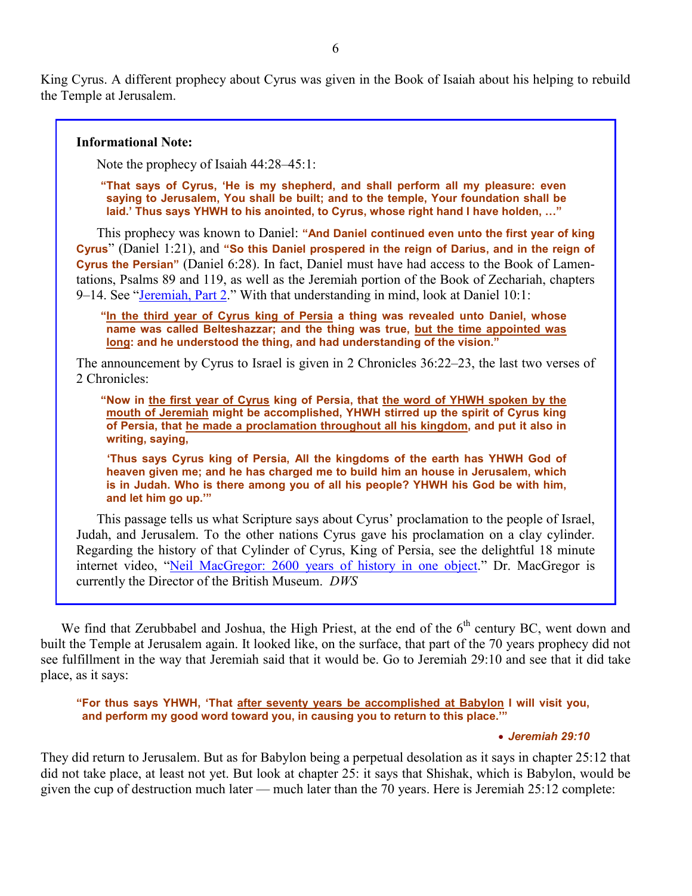King Cyrus. A different prophecy about Cyrus was given in the Book of Isaiah about his helping to rebuild the Temple at Jerusalem.

> **Informational Note:**
>
> Note the prophecy of Isaiah 44:28–45:1:
>
> **"That says of Cyrus, 'He is my shepherd, and shall perform all my pleasure: even saying to Jerusalem, You shall be built; and to the temple, Your foundation shall be laid.' Thus says YHWH to his anointed, to Cyrus, whose right hand I have holden, …"**
>
> This prophecy was known to Daniel: **"And Daniel continued even unto the first year of king Cyrus"** (Daniel 1:21), and **"So this Daniel prospered in the reign of Darius, and in the reign of Cyrus the Persian"** (Daniel 6:28). In fact, Daniel must have had access to the Book of Lamentations, Psalms 89 and 119, as well as the Jeremiah portion of the Book of Zechariah, chapters 9–14. See "Jeremiah, Part 2." With that understanding in mind, look at Daniel 10:1:
>
> **"In the third year of Cyrus king of Persia a thing was revealed unto Daniel, whose name was called Belteshazzar; and the thing was true, but the time appointed was long: and he understood the thing, and had understanding of the vision."**
>
> The announcement by Cyrus to Israel is given in 2 Chronicles 36:22–23, the last two verses of 2 Chronicles:
>
> **"Now in the first year of Cyrus king of Persia, that the word of YHWH spoken by the mouth of Jeremiah might be accomplished, YHWH stirred up the spirit of Cyrus king of Persia, that he made a proclamation throughout all his kingdom, and put it also in writing, saying,**
>
> **'Thus says Cyrus king of Persia, All the kingdoms of the earth has YHWH God of heaven given me; and he has charged me to build him an house in Jerusalem, which is in Judah. Who is there among you of all his people? YHWH his God be with him, and let him go up.'"**
>
> This passage tells us what Scripture says about Cyrus' proclamation to the people of Israel, Judah, and Jerusalem. To the other nations Cyrus gave his proclamation on a clay cylinder. Regarding the history of that Cylinder of Cyrus, King of Persia, see the delightful 18 minute internet video, "Neil MacGregor: 2600 years of history in one object." Dr. MacGregor is currently the Director of the British Museum. *DWS*

We find that Zerubbabel and Joshua, the High Priest, at the end of the 6th century BC, went down and built the Temple at Jerusalem again. It looked like, on the surface, that part of the 70 years prophecy did not see fulfillment in the way that Jeremiah said that it would be. Go to Jeremiah 29:10 and see that it did take place, as it says:

> **"For thus says YHWH, 'That after seventy years be accomplished at Babylon I will visit you, and perform my good word toward you, in causing you to return to this place.'"**
>
> • ***Jeremiah 29:10***

They did return to Jerusalem. But as for Babylon being a perpetual desolation as it says in chapter 25:12 that did not take place, at least not yet. But look at chapter 25: it says that Shishak, which is Babylon, would be given the cup of destruction much later — much later than the 70 years. Here is Jeremiah 25:12 complete: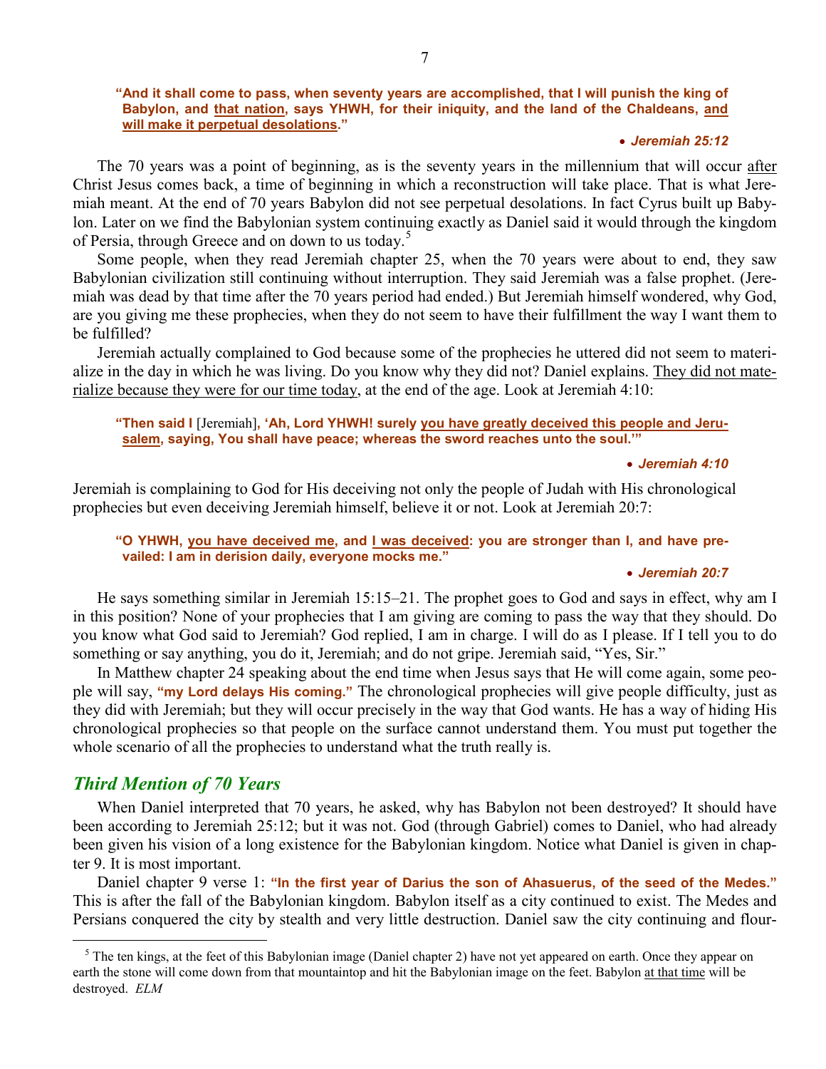> **"And it shall come to pass, when seventy years are accomplished, that I will punish the king of Babylon, and <u>that nation</u>, says YHWH, for their iniquity, and the land of the Chaldeans, <u>and will make it perpetual desolations</u>."**
>
> • ***Jeremiah 25:12***

The 70 years was a point of beginning, as is the seventy years in the millennium that will occur <u>after</u> Christ Jesus comes back, a time of beginning in which a reconstruction will take place. That is what Jeremiah meant. At the end of 70 years Babylon did not see perpetual desolations. In fact Cyrus built up Babylon. Later on we find the Babylonian system continuing exactly as Daniel said it would through the kingdom of Persia, through Greece and on down to us today.[5]

Some people, when they read Jeremiah chapter 25, when the 70 years were about to end, they saw Babylonian civilization still continuing without interruption. They said Jeremiah was a false prophet. (Jeremiah was dead by that time after the 70 years period had ended.) But Jeremiah himself wondered, why God, are you giving me these prophecies, when they do not seem to have their fulfillment the way I want them to be fulfilled?

Jeremiah actually complained to God because some of the prophecies he uttered did not seem to materialize in the day in which he was living. Do you know why they did not? Daniel explains. <u>They did not materialize because they were for our time today</u>, at the end of the age. Look at Jeremiah 4:10:

> **"Then said I** [Jeremiah]**, 'Ah, Lord YHWH! surely <u>you have greatly deceived this people and Jerusalem</u>, saying, You shall have peace; whereas the sword reaches unto the soul.'"**
>
> • ***Jeremiah 4:10***

Jeremiah is complaining to God for His deceiving not only the people of Judah with His chronological prophecies but even deceiving Jeremiah himself, believe it or not. Look at Jeremiah 20:7:

> **"O YHWH, <u>you have deceived me</u>, and <u>I was deceived</u>: you are stronger than I, and have prevailed: I am in derision daily, everyone mocks me."**
>
> • ***Jeremiah 20:7***

He says something similar in Jeremiah 15:15–21. The prophet goes to God and says in effect, why am I in this position? None of your prophecies that I am giving are coming to pass the way that they should. Do you know what God said to Jeremiah? God replied, I am in charge. I will do as I please. If I tell you to do something or say anything, you do it, Jeremiah; and do not gripe. Jeremiah said, "Yes, Sir."

In Matthew chapter 24 speaking about the end time when Jesus says that He will come again, some people will say, **"my Lord delays His coming."** The chronological prophecies will give people difficulty, just as they did with Jeremiah; but they will occur precisely in the way that God wants. He has a way of hiding His chronological prophecies so that people on the surface cannot understand them. You must put together the whole scenario of all the prophecies to understand what the truth really is.

## *Third Mention of 70 Years*

When Daniel interpreted that 70 years, he asked, why has Babylon not been destroyed? It should have been according to Jeremiah 25:12; but it was not. God (through Gabriel) comes to Daniel, who had already been given his vision of a long existence for the Babylonian kingdom. Notice what Daniel is given in chapter 9. It is most important.

Daniel chapter 9 verse 1: **"In the first year of Darius the son of Ahasuerus, of the seed of the Medes."** This is after the fall of the Babylonian kingdom. Babylon itself as a city continued to exist. The Medes and Persians conquered the city by stealth and very little destruction. Daniel saw the city continuing and flour-

---

[5] The ten kings, at the feet of this Babylonian image (Daniel chapter 2) have not yet appeared on earth. Once they appear on earth the stone will come down from that mountaintop and hit the Babylonian image on the feet. Babylon <u>at that time</u> will be destroyed. *ELM*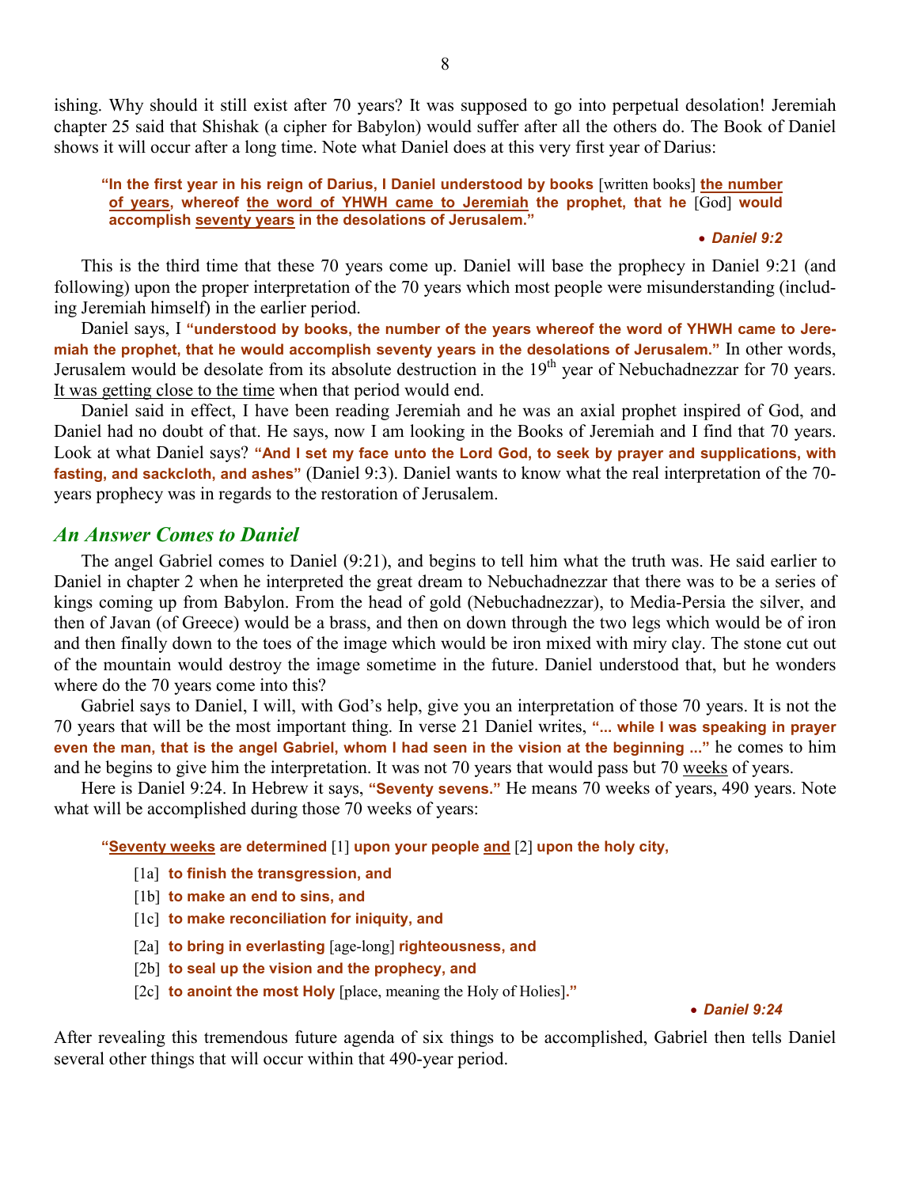ishing. Why should it still exist after 70 years? It was supposed to go into perpetual desolation! Jeremiah chapter 25 said that Shishak (a cipher for Babylon) would suffer after all the others do. The Book of Daniel shows it will occur after a long time. Note what Daniel does at this very first year of Darius:

> **"In the first year in his reign of Darius, I Daniel understood by books** [written books] **the number of years, whereof the word of YHWH came to Jeremiah the prophet, that he** [God] **would accomplish seventy years in the desolations of Jerusalem."**
>
> • ***Daniel 9:2***

This is the third time that these 70 years come up. Daniel will base the prophecy in Daniel 9:21 (and following) upon the proper interpretation of the 70 years which most people were misunderstanding (including Jeremiah himself) in the earlier period.

Daniel says, I **"understood by books, the number of the years whereof the word of YHWH came to Jeremiah the prophet, that he would accomplish seventy years in the desolations of Jerusalem."** In other words, Jerusalem would be desolate from its absolute destruction in the 19th year of Nebuchadnezzar for 70 years. It was getting close to the time when that period would end.

Daniel said in effect, I have been reading Jeremiah and he was an axial prophet inspired of God, and Daniel had no doubt of that. He says, now I am looking in the Books of Jeremiah and I find that 70 years. Look at what Daniel says? **"And I set my face unto the Lord God, to seek by prayer and supplications, with fasting, and sackcloth, and ashes"** (Daniel 9:3). Daniel wants to know what the real interpretation of the 70-years prophecy was in regards to the restoration of Jerusalem.

## *An Answer Comes to Daniel*

The angel Gabriel comes to Daniel (9:21), and begins to tell him what the truth was. He said earlier to Daniel in chapter 2 when he interpreted the great dream to Nebuchadnezzar that there was to be a series of kings coming up from Babylon. From the head of gold (Nebuchadnezzar), to Media-Persia the silver, and then of Javan (of Greece) would be a brass, and then on down through the two legs which would be of iron and then finally down to the toes of the image which would be iron mixed with miry clay. The stone cut out of the mountain would destroy the image sometime in the future. Daniel understood that, but he wonders where do the 70 years come into this?

Gabriel says to Daniel, I will, with God's help, give you an interpretation of those 70 years. It is not the 70 years that will be the most important thing. In verse 21 Daniel writes, **"... while I was speaking in prayer even the man, that is the angel Gabriel, whom I had seen in the vision at the beginning ..."** he comes to him and he begins to give him the interpretation. It was not 70 years that would pass but 70 weeks of years.

Here is Daniel 9:24. In Hebrew it says, **"Seventy sevens."** He means 70 weeks of years, 490 years. Note what will be accomplished during those 70 weeks of years:

> **"Seventy weeks are determined** [1] **upon your people and** [2] **upon the holy city,**
>
> [1a] **to finish the transgression, and**
> [1b] **to make an end to sins, and**
> [1c] **to make reconciliation for iniquity, and**
>
> [2a] **to bring in everlasting** [age-long] **righteousness, and**
> [2b] **to seal up the vision and the prophecy, and**
> [2c] **to anoint the most Holy** [place, meaning the Holy of Holies]**."**
>
> • ***Daniel 9:24***

After revealing this tremendous future agenda of six things to be accomplished, Gabriel then tells Daniel several other things that will occur within that 490-year period.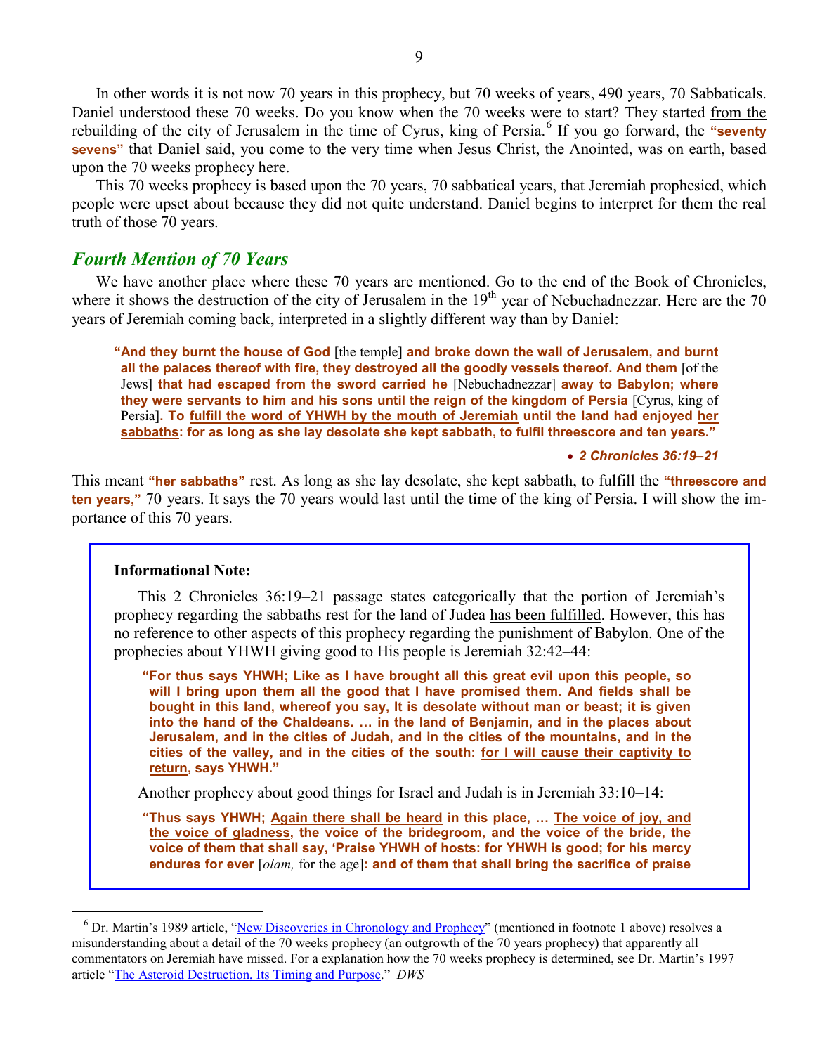In other words it is not now 70 years in this prophecy, but 70 weeks of years, 490 years, 70 Sabbaticals. Daniel understood these 70 weeks. Do you know when the 70 weeks were to start? They started from the rebuilding of the city of Jerusalem in the time of Cyrus, king of Persia.[6] If you go forward, the **"seventy sevens"** that Daniel said, you come to the very time when Jesus Christ, the Anointed, was on earth, based upon the 70 weeks prophecy here.

This 70 weeks prophecy is based upon the 70 years, 70 sabbatical years, that Jeremiah prophesied, which people were upset about because they did not quite understand. Daniel begins to interpret for them the real truth of those 70 years.

## *Fourth Mention of 70 Years*

We have another place where these 70 years are mentioned. Go to the end of the Book of Chronicles, where it shows the destruction of the city of Jerusalem in the 19th year of Nebuchadnezzar. Here are the 70 years of Jeremiah coming back, interpreted in a slightly different way than by Daniel:

> **"And they burnt the house of God** [the temple] **and broke down the wall of Jerusalem, and burnt all the palaces thereof with fire, they destroyed all the goodly vessels thereof. And them** [of the Jews] **that had escaped from the sword carried he** [Nebuchadnezzar] **away to Babylon; where they were servants to him and his sons until the reign of the kingdom of Persia** [Cyrus, king of Persia]. **To fulfill the word of YHWH by the mouth of Jeremiah until the land had enjoyed her sabbaths: for as long as she lay desolate she kept sabbath, to fulfil threescore and ten years."**
>
> • ***2 Chronicles 36:19–21***

This meant **"her sabbaths"** rest. As long as she lay desolate, she kept sabbath, to fulfill the **"threescore and ten years,"** 70 years. It says the 70 years would last until the time of the king of Persia. I will show the importance of this 70 years.

**Informational Note:**

This 2 Chronicles 36:19–21 passage states categorically that the portion of Jeremiah's prophecy regarding the sabbaths rest for the land of Judea has been fulfilled. However, this has no reference to other aspects of this prophecy regarding the punishment of Babylon. One of the prophecies about YHWH giving good to His people is Jeremiah 32:42–44:

> **"For thus says YHWH; Like as I have brought all this great evil upon this people, so will I bring upon them all the good that I have promised them. And fields shall be bought in this land, whereof you say, It is desolate without man or beast; it is given into the hand of the Chaldeans. … in the land of Benjamin, and in the places about Jerusalem, and in the cities of Judah, and in the cities of the mountains, and in the cities of the valley, and in the cities of the south: for I will cause their captivity to return, says YHWH."**

Another prophecy about good things for Israel and Judah is in Jeremiah 33:10–14:

> **"Thus says YHWH; Again there shall be heard in this place, … The voice of joy, and the voice of gladness, the voice of the bridegroom, and the voice of the bride, the voice of them that shall say, 'Praise YHWH of hosts: for YHWH is good; for his mercy endures for ever** [*olam,* for the age]**: and of them that shall bring the sacrifice of praise**

---

[6] Dr. Martin's 1989 article, "New Discoveries in Chronology and Prophecy" (mentioned in footnote 1 above) resolves a misunderstanding about a detail of the 70 weeks prophecy (an outgrowth of the 70 years prophecy) that apparently all commentators on Jeremiah have missed. For a explanation how the 70 weeks prophecy is determined, see Dr. Martin's 1997 article "The Asteroid Destruction, Its Timing and Purpose." *DWS*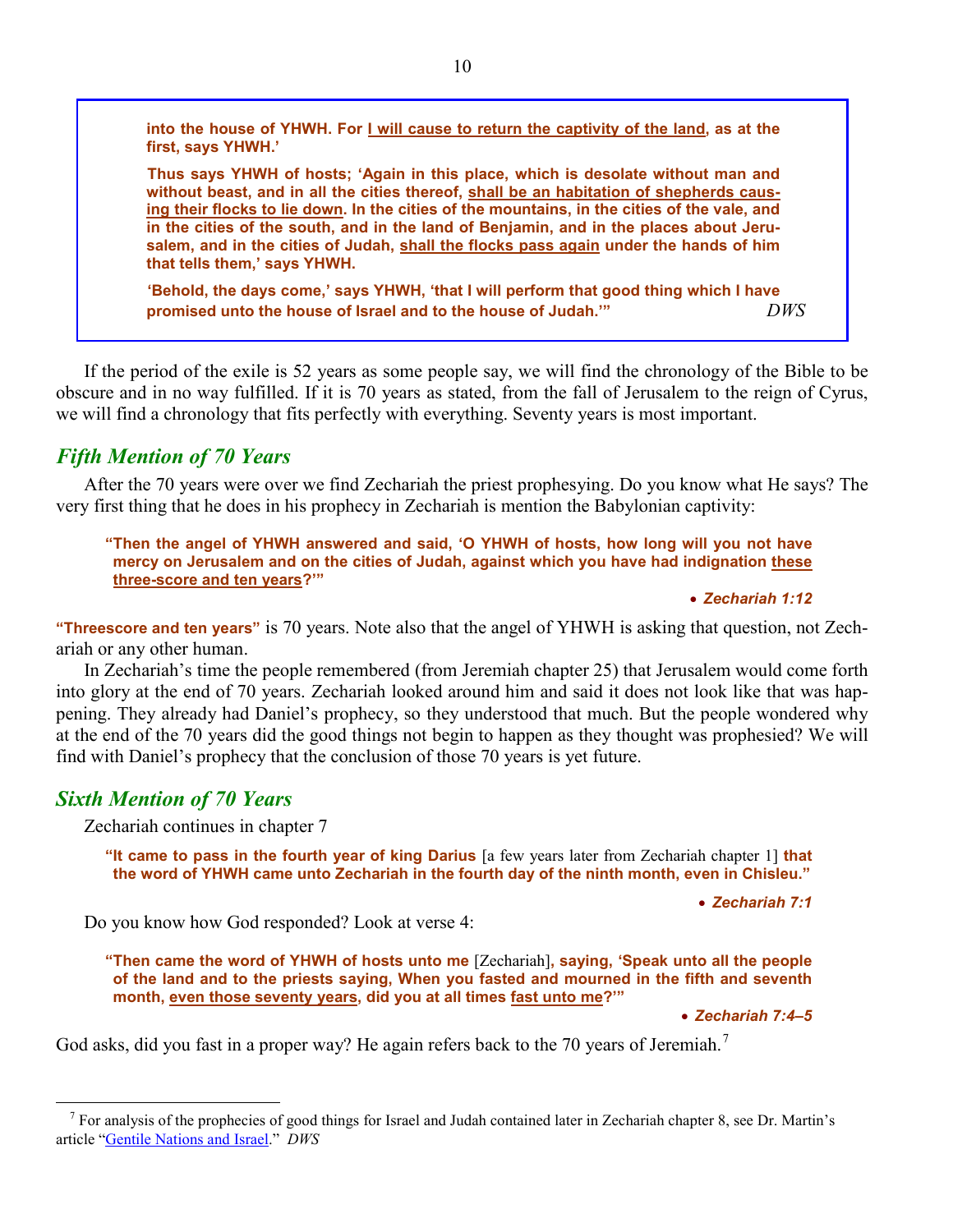> **into the house of YHWH. For <u>I will cause to return the captivity of the land</u>, as at the first, says YHWH.'**
>
> **Thus says YHWH of hosts; 'Again in this place, which is desolate without man and without beast, and in all the cities thereof, <u>shall be an habitation of shepherds causing their flocks to lie down</u>. In the cities of the mountains, in the cities of the vale, and in the cities of the south, and in the land of Benjamin, and in the places about Jerusalem, and in the cities of Judah, <u>shall the flocks pass again</u> under the hands of him that tells them,' says YHWH.**
>
> **'Behold, the days come,' says YHWH, 'that I will perform that good thing which I have promised unto the house of Israel and to the house of Judah.'"** *DWS*

If the period of the exile is 52 years as some people say, we will find the chronology of the Bible to be obscure and in no way fulfilled. If it is 70 years as stated, from the fall of Jerusalem to the reign of Cyrus, we will find a chronology that fits perfectly with everything. Seventy years is most important.

## *Fifth Mention of 70 Years*

After the 70 years were over we find Zechariah the priest prophesying. Do you know what He says? The very first thing that he does in his prophecy in Zechariah is mention the Babylonian captivity:

> **"Then the angel of YHWH answered and said, 'O YHWH of hosts, how long will you not have mercy on Jerusalem and on the cities of Judah, against which you have had indignation <u>these three-score and ten years</u>?'"**
>
> • ***Zechariah 1:12***

**"Threescore and ten years"** is 70 years. Note also that the angel of YHWH is asking that question, not Zechariah or any other human.

In Zechariah's time the people remembered (from Jeremiah chapter 25) that Jerusalem would come forth into glory at the end of 70 years. Zechariah looked around him and said it does not look like that was happening. They already had Daniel's prophecy, so they understood that much. But the people wondered why at the end of the 70 years did the good things not begin to happen as they thought was prophesied? We will find with Daniel's prophecy that the conclusion of those 70 years is yet future.

## *Sixth Mention of 70 Years*

Zechariah continues in chapter 7

> **"It came to pass in the fourth year of king Darius** [a few years later from Zechariah chapter 1] **that the word of YHWH came unto Zechariah in the fourth day of the ninth month, even in Chisleu."**
>
> • ***Zechariah 7:1***

Do you know how God responded? Look at verse 4:

> **"Then came the word of YHWH of hosts unto me** [Zechariah]**, saying, 'Speak unto all the people of the land and to the priests saying, When you fasted and mourned in the fifth and seventh month, <u>even those seventy years</u>, did you at all times <u>fast unto me</u>?'"**
>
> • ***Zechariah 7:4–5***

God asks, did you fast in a proper way? He again refers back to the 70 years of Jeremiah.[7]

---

[7] For analysis of the prophecies of good things for Israel and Judah contained later in Zechariah chapter 8, see Dr. Martin's article "Gentile Nations and Israel." *DWS*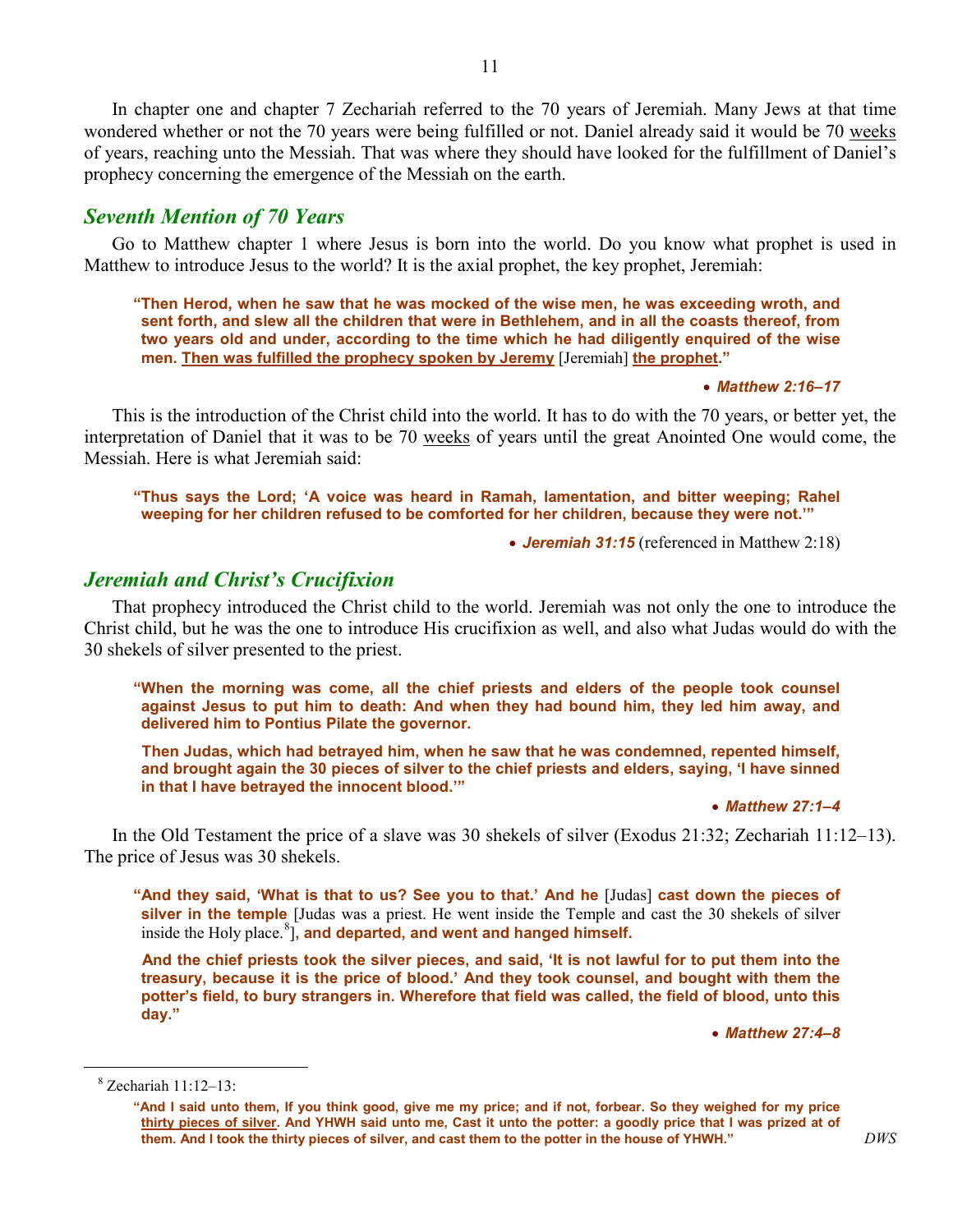In chapter one and chapter 7 Zechariah referred to the 70 years of Jeremiah. Many Jews at that time wondered whether or not the 70 years were being fulfilled or not. Daniel already said it would be 70 <u>weeks</u> of years, reaching unto the Messiah. That was where they should have looked for the fulfillment of Daniel's prophecy concerning the emergence of the Messiah on the earth.

## *Seventh Mention of 70 Years*

Go to Matthew chapter 1 where Jesus is born into the world. Do you know what prophet is used in Matthew to introduce Jesus to the world? It is the axial prophet, the key prophet, Jeremiah:

> **"Then Herod, when he saw that he was mocked of the wise men, he was exceeding wroth, and sent forth, and slew all the children that were in Bethlehem, and in all the coasts thereof, from two years old and under, according to the time which he had diligently enquired of the wise men. <u>Then was fulfilled the prophecy spoken by Jeremy</u>** [Jeremiah] **<u>the prophet</u>."**
>
> • ***Matthew 2:16–17***

This is the introduction of the Christ child into the world. It has to do with the 70 years, or better yet, the interpretation of Daniel that it was to be 70 <u>weeks</u> of years until the great Anointed One would come, the Messiah. Here is what Jeremiah said:

> **"Thus says the Lord; 'A voice was heard in Ramah, lamentation, and bitter weeping; Rahel weeping for her children refused to be comforted for her children, because they were not.'"**
>
> • ***Jeremiah 31:15*** (referenced in Matthew 2:18)

## *Jeremiah and Christ's Crucifixion*

That prophecy introduced the Christ child to the world. Jeremiah was not only the one to introduce the Christ child, but he was the one to introduce His crucifixion as well, and also what Judas would do with the 30 shekels of silver presented to the priest.

> **"When the morning was come, all the chief priests and elders of the people took counsel against Jesus to put him to death: And when they had bound him, they led him away, and delivered him to Pontius Pilate the governor.**
>
> **Then Judas, which had betrayed him, when he saw that he was condemned, repented himself, and brought again the 30 pieces of silver to the chief priests and elders, saying, 'I have sinned in that I have betrayed the innocent blood.'"**
>
> • ***Matthew 27:1–4***

In the Old Testament the price of a slave was 30 shekels of silver (Exodus 21:32; Zechariah 11:12–13). The price of Jesus was 30 shekels.

> **"And they said, 'What is that to us? See you to that.' And he** [Judas] **cast down the pieces of silver in the temple** [Judas was a priest. He went inside the Temple and cast the 30 shekels of silver inside the Holy place.[8]]**, and departed, and went and hanged himself.**
>
> **And the chief priests took the silver pieces, and said, 'It is not lawful for to put them into the treasury, because it is the price of blood.' And they took counsel, and bought with them the potter's field, to bury strangers in. Wherefore that field was called, the field of blood, unto this day."**
>
> • ***Matthew 27:4–8***

---

[8] Zechariah 11:12–13:

> **"And I said unto them, If you think good, give me my price; and if not, forbear. So they weighed for my price <u>thirty pieces of silver</u>. And YHWH said unto me, Cast it unto the potter: a goodly price that I was prized at of them. And I took the thirty pieces of silver, and cast them to the potter in the house of YHWH."**

*DWS*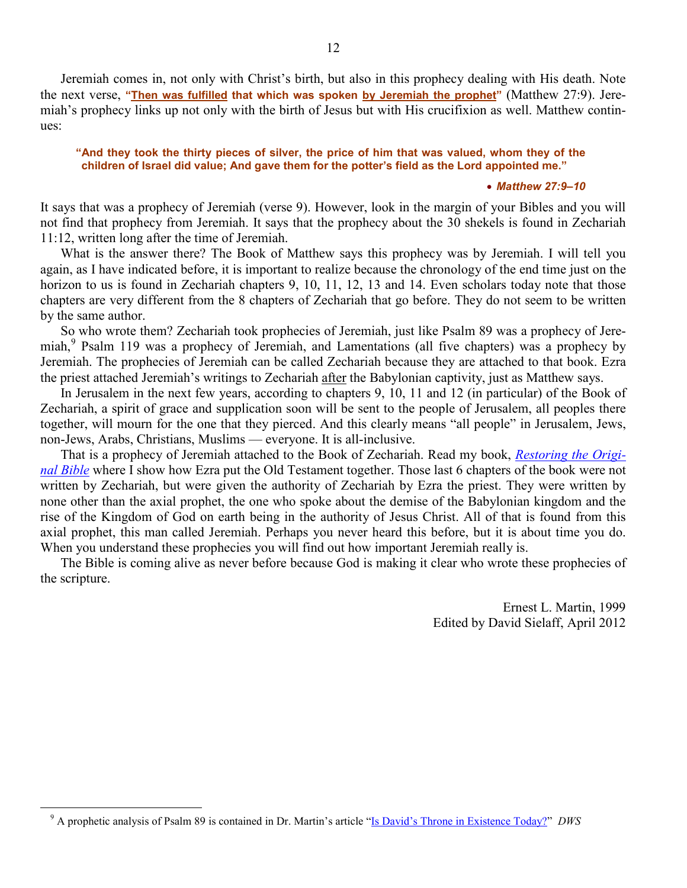Jeremiah comes in, not only with Christ's birth, but also in this prophecy dealing with His death. Note the next verse, **"Then was fulfilled that which was spoken by Jeremiah the prophet"** (Matthew 27:9). Jeremiah's prophecy links up not only with the birth of Jesus but with His crucifixion as well. Matthew continues:

> **"And they took the thirty pieces of silver, the price of him that was valued, whom they of the children of Israel did value; And gave them for the potter's field as the Lord appointed me."**
>
> • ***Matthew 27:9–10***

It says that was a prophecy of Jeremiah (verse 9). However, look in the margin of your Bibles and you will not find that prophecy from Jeremiah. It says that the prophecy about the 30 shekels is found in Zechariah 11:12, written long after the time of Jeremiah.

What is the answer there? The Book of Matthew says this prophecy was by Jeremiah. I will tell you again, as I have indicated before, it is important to realize because the chronology of the end time just on the horizon to us is found in Zechariah chapters 9, 10, 11, 12, 13 and 14. Even scholars today note that those chapters are very different from the 8 chapters of Zechariah that go before. They do not seem to be written by the same author.

So who wrote them? Zechariah took prophecies of Jeremiah, just like Psalm 89 was a prophecy of Jeremiah,[9] Psalm 119 was a prophecy of Jeremiah, and Lamentations (all five chapters) was a prophecy by Jeremiah. The prophecies of Jeremiah can be called Zechariah because they are attached to that book. Ezra the priest attached Jeremiah's writings to Zechariah after the Babylonian captivity, just as Matthew says.

In Jerusalem in the next few years, according to chapters 9, 10, 11 and 12 (in particular) of the Book of Zechariah, a spirit of grace and supplication soon will be sent to the people of Jerusalem, all peoples there together, will mourn for the one that they pierced. And this clearly means "all people" in Jerusalem, Jews, non-Jews, Arabs, Christians, Muslims — everyone. It is all-inclusive.

That is a prophecy of Jeremiah attached to the Book of Zechariah. Read my book, *Restoring the Original Bible* where I show how Ezra put the Old Testament together. Those last 6 chapters of the book were not written by Zechariah, but were given the authority of Zechariah by Ezra the priest. They were written by none other than the axial prophet, the one who spoke about the demise of the Babylonian kingdom and the rise of the Kingdom of God on earth being in the authority of Jesus Christ. All of that is found from this axial prophet, this man called Jeremiah. Perhaps you never heard this before, but it is about time you do. When you understand these prophecies you will find out how important Jeremiah really is.

The Bible is coming alive as never before because God is making it clear who wrote these prophecies of the scripture.

Ernest L. Martin, 1999
Edited by David Sielaff, April 2012

---

[9] A prophetic analysis of Psalm 89 is contained in Dr. Martin's article "Is David's Throne in Existence Today?" *DWS*